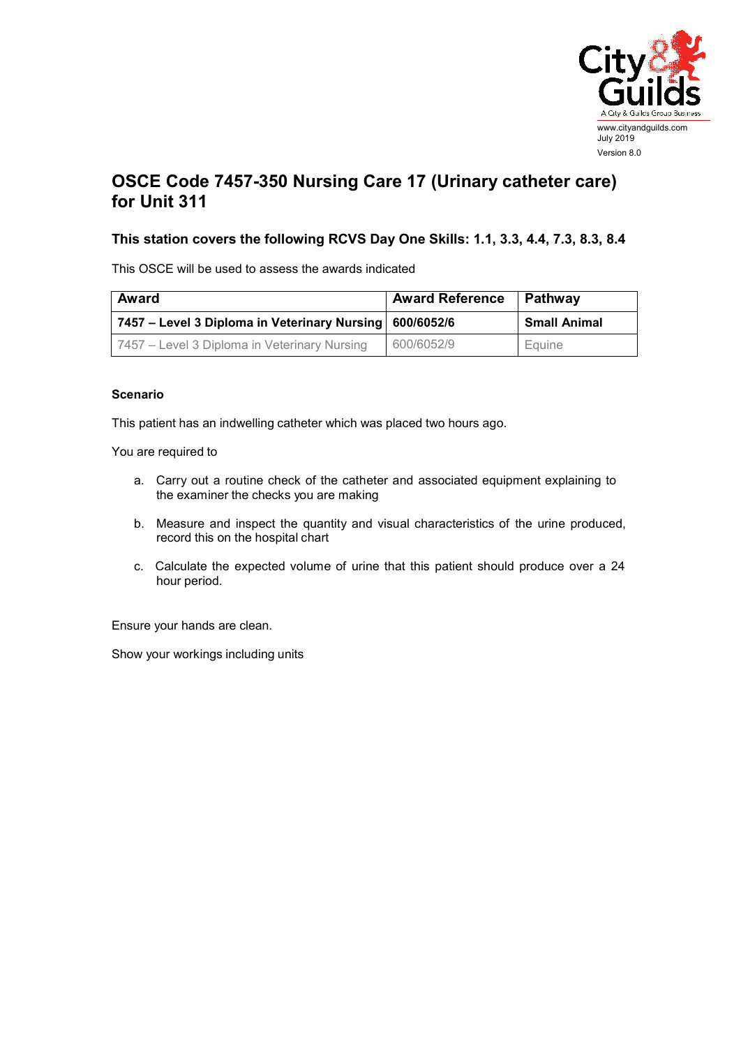www.cityandguilds.com
July 2019
Version 8.0

# OSCE Code 7457-350 Nursing Care 17 (Urinary catheter care) for Unit 311

### This station covers the following RCVS Day One Skills: 1.1, 3.3, 4.4, 7.3, 8.3, 8.4

This OSCE will be used to assess the awards indicated

| Award | Award Reference | Pathway |
|---|---|---|
| **7457 – Level 3 Diploma in Veterinary Nursing** | **600/6052/6** | **Small Animal** |
| 7457 – Level 3 Diploma in Veterinary Nursing | 600/6052/9 | Equine |

**Scenario**

This patient has an indwelling catheter which was placed two hours ago.

You are required to

a. Carry out a routine check of the catheter and associated equipment explaining to the examiner the checks you are making

b. Measure and inspect the quantity and visual characteristics of the urine produced, record this on the hospital chart

c. Calculate the expected volume of urine that this patient should produce over a 24 hour period.

Ensure your hands are clean.

Show your workings including units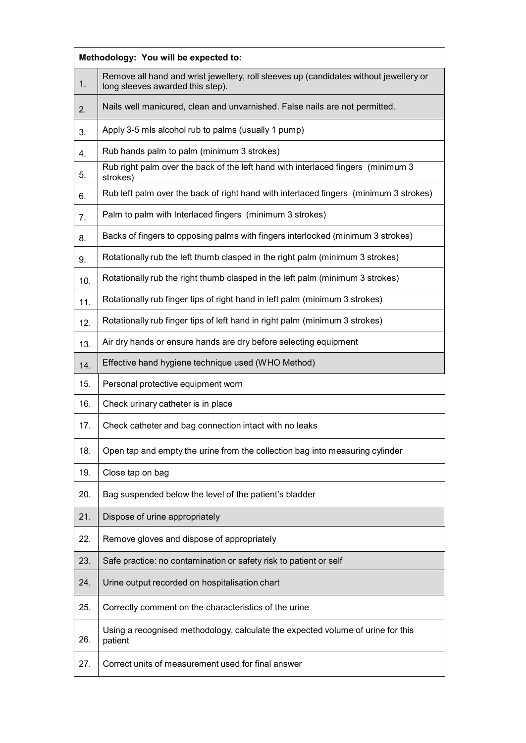| Methodology: You will be expected to: | |
|---|---|
| 1. | Remove all hand and wrist jewellery, roll sleeves up (candidates without jewellery or long sleeves awarded this step). |
| 2. | Nails well manicured, clean and unvarnished. False nails are not permitted. |
| 3. | Apply 3-5 mls alcohol rub to palms (usually 1 pump) |
| 4. | Rub hands palm to palm (minimum 3 strokes) |
| 5. | Rub right palm over the back of the left hand with interlaced fingers (minimum 3 strokes) |
| 6. | Rub left palm over the back of right hand with interlaced fingers (minimum 3 strokes) |
| 7. | Palm to palm with Interlaced fingers (minimum 3 strokes) |
| 8. | Backs of fingers to opposing palms with fingers interlocked (minimum 3 strokes) |
| 9. | Rotationally rub the left thumb clasped in the right palm (minimum 3 strokes) |
| 10. | Rotationally rub the right thumb clasped in the left palm (minimum 3 strokes) |
| 11. | Rotationally rub finger tips of right hand in left palm (minimum 3 strokes) |
| 12. | Rotationally rub finger tips of left hand in right palm (minimum 3 strokes) |
| 13. | Air dry hands or ensure hands are dry before selecting equipment |
| 14. | Effective hand hygiene technique used (WHO Method) |
| 15. | Personal protective equipment worn |
| 16. | Check urinary catheter is in place |
| 17. | Check catheter and bag connection intact with no leaks |
| 18. | Open tap and empty the urine from the collection bag into measuring cylinder |
| 19. | Close tap on bag |
| 20. | Bag suspended below the level of the patient's bladder |
| 21. | Dispose of urine appropriately |
| 22. | Remove gloves and dispose of appropriately |
| 23. | Safe practice: no contamination or safety risk to patient or self |
| 24. | Urine output recorded on hospitalisation chart |
| 25. | Correctly comment on the characteristics of the urine |
| 26. | Using a recognised methodology, calculate the expected volume of urine for this patient |
| 27. | Correct units of measurement used for final answer |